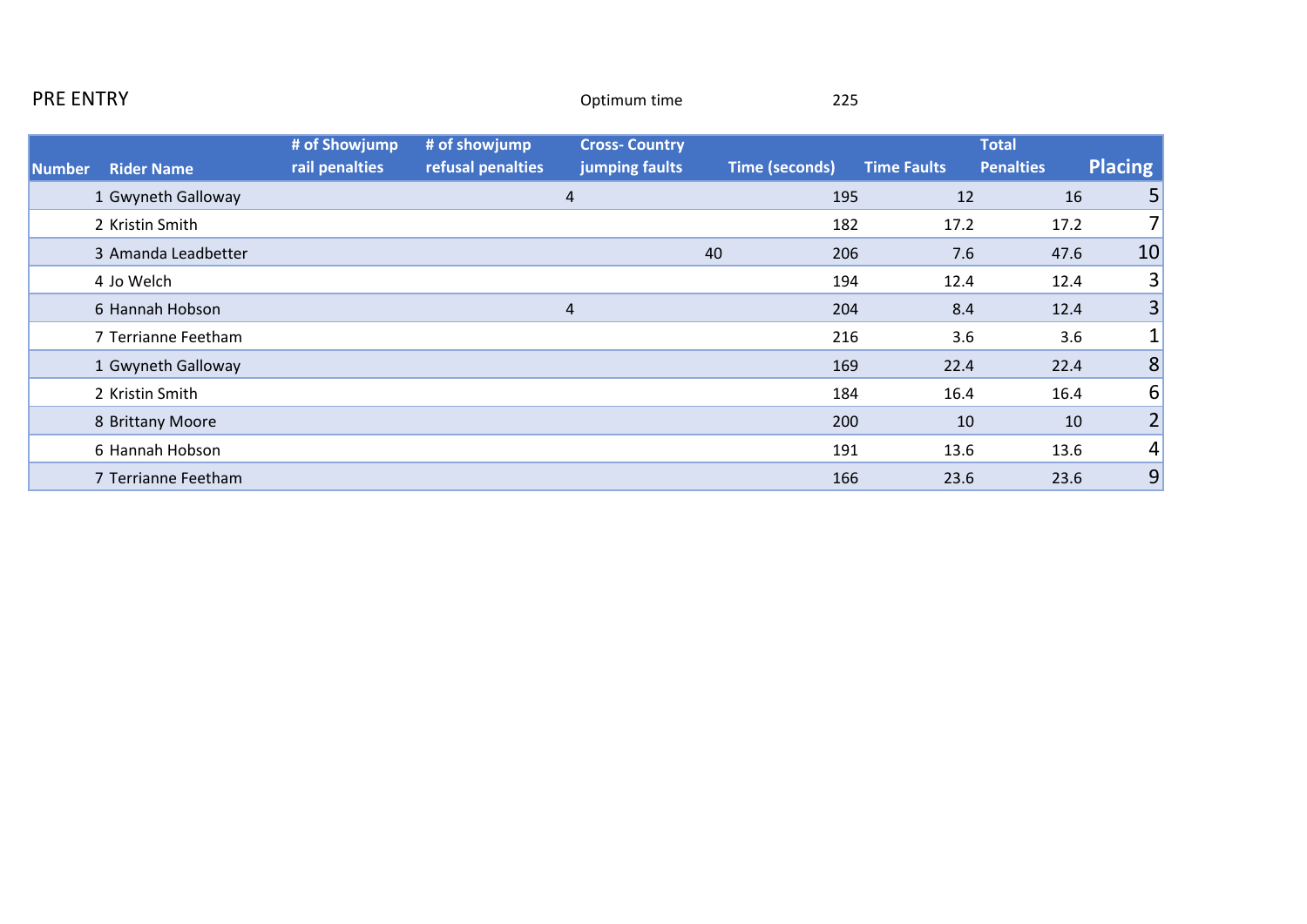PRE ENTRY

Optimum time 225

| Number | Rider Name | # of Showjump rail penalties | # of showjump refusal penalties | Cross- Country jumping faults | Time (seconds) | Time Faults | Total Penalties | Placing |
|---|---|---|---|---|---|---|---|---|
| 1 | Gwyneth Galloway | | 4 | | 195 | 12 | 16 | 5 |
| 2 | Kristin Smith | | | | 182 | 17.2 | 17.2 | 7 |
| 3 | Amanda Leadbetter | | | 40 | 206 | 7.6 | 47.6 | 10 |
| 4 | Jo Welch | | | | 194 | 12.4 | 12.4 | 3 |
| 6 | Hannah Hobson | | 4 | | 204 | 8.4 | 12.4 | 3 |
| 7 | Terrianne Feetham | | | | 216 | 3.6 | 3.6 | 1 |
| 1 | Gwyneth Galloway | | | | 169 | 22.4 | 22.4 | 8 |
| 2 | Kristin Smith | | | | 184 | 16.4 | 16.4 | 6 |
| 8 | Brittany Moore | | | | 200 | 10 | 10 | 2 |
| 6 | Hannah Hobson | | | | 191 | 13.6 | 13.6 | 4 |
| 7 | Terrianne Feetham | | | | 166 | 23.6 | 23.6 | 9 |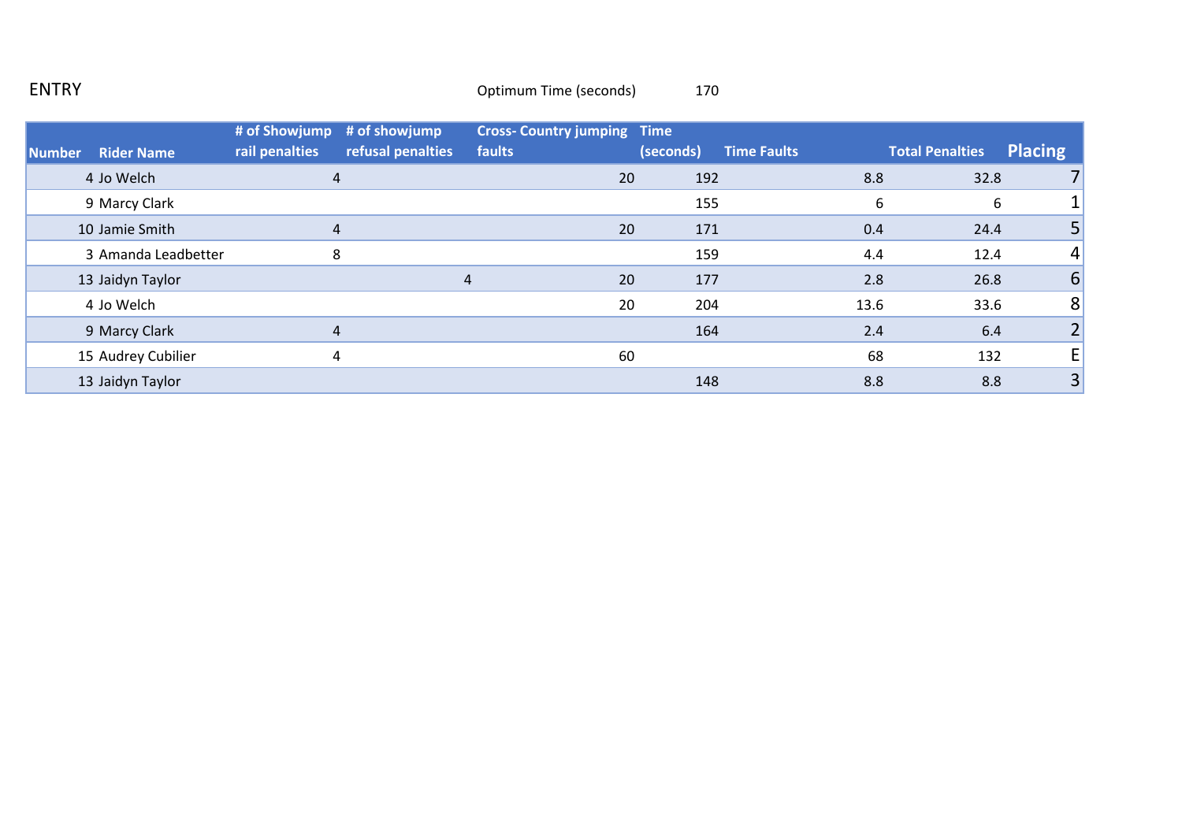ENTRY

Optimum Time (seconds) 170

| Number | Rider Name | # of Showjump rail penalties | # of showjump refusal penalties | Cross- Country jumping faults | Time (seconds) | Time Faults | Total Penalties | Placing |
|---|---|---|---|---|---|---|---|---|
| 4 | Jo Welch | 4 | | 20 | 192 | 8.8 | 32.8 | 7 |
| 9 | Marcy Clark | | | | 155 | 6 | 6 | 1 |
| 10 | Jamie Smith | 4 | | 20 | 171 | 0.4 | 24.4 | 5 |
| 3 | Amanda Leadbetter | 8 | | | 159 | 4.4 | 12.4 | 4 |
| 13 | Jaidyn Taylor | | 4 | 20 | 177 | 2.8 | 26.8 | 6 |
| 4 | Jo Welch | | | 20 | 204 | 13.6 | 33.6 | 8 |
| 9 | Marcy Clark | 4 | | | 164 | 2.4 | 6.4 | 2 |
| 15 | Audrey Cubilier | 4 | | 60 | | 68 | 132 | E |
| 13 | Jaidyn Taylor | | | | 148 | 8.8 | 8.8 | 3 |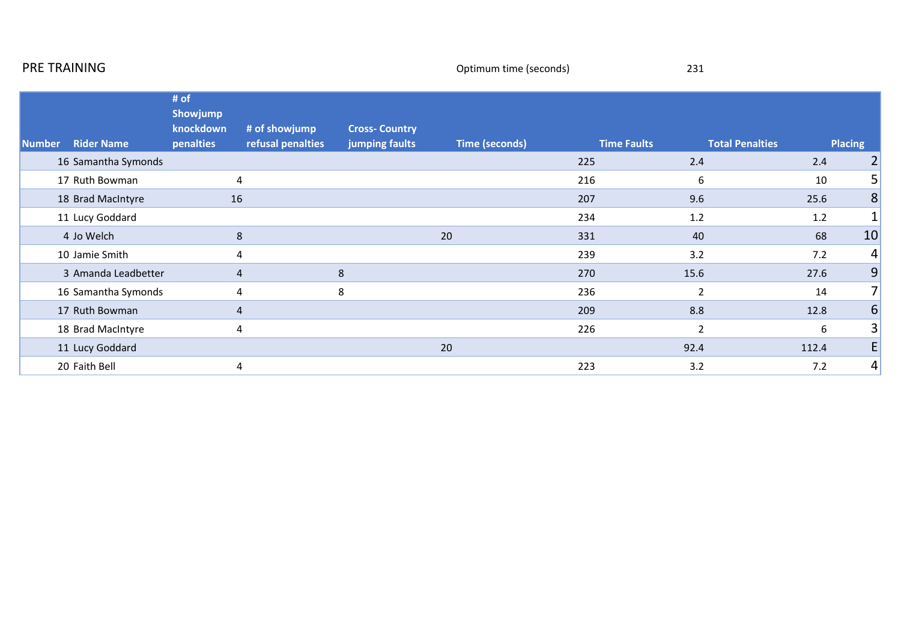PRE TRAINING

Optimum time (seconds) 231

| Number | Rider Name | # of Showjump knockdown penalties | # of showjump refusal penalties | Cross- Country jumping faults | Time (seconds) | Time Faults | Total Penalties | Placing |
|---|---|---|---|---|---|---|---|---|
| 16 | Samantha Symonds | | | | 225 | 2.4 | 2.4 | 2 |
| 17 | Ruth Bowman | 4 | | | 216 | 6 | 10 | 5 |
| 18 | Brad MacIntyre | 16 | | | 207 | 9.6 | 25.6 | 8 |
| 11 | Lucy Goddard | | | | 234 | 1.2 | 1.2 | 1 |
| 4 | Jo Welch | 8 | | 20 | 331 | 40 | 68 | 10 |
| 10 | Jamie Smith | 4 | | | 239 | 3.2 | 7.2 | 4 |
| 3 | Amanda Leadbetter | 4 | 8 | | 270 | 15.6 | 27.6 | 9 |
| 16 | Samantha Symonds | 4 | 8 | | 236 | 2 | 14 | 7 |
| 17 | Ruth Bowman | 4 | | | 209 | 8.8 | 12.8 | 6 |
| 18 | Brad MacIntyre | 4 | | | 226 | 2 | 6 | 3 |
| 11 | Lucy Goddard | | | 20 | | 92.4 | 112.4 | E |
| 20 | Faith Bell | 4 | | | 223 | 3.2 | 7.2 | 4 |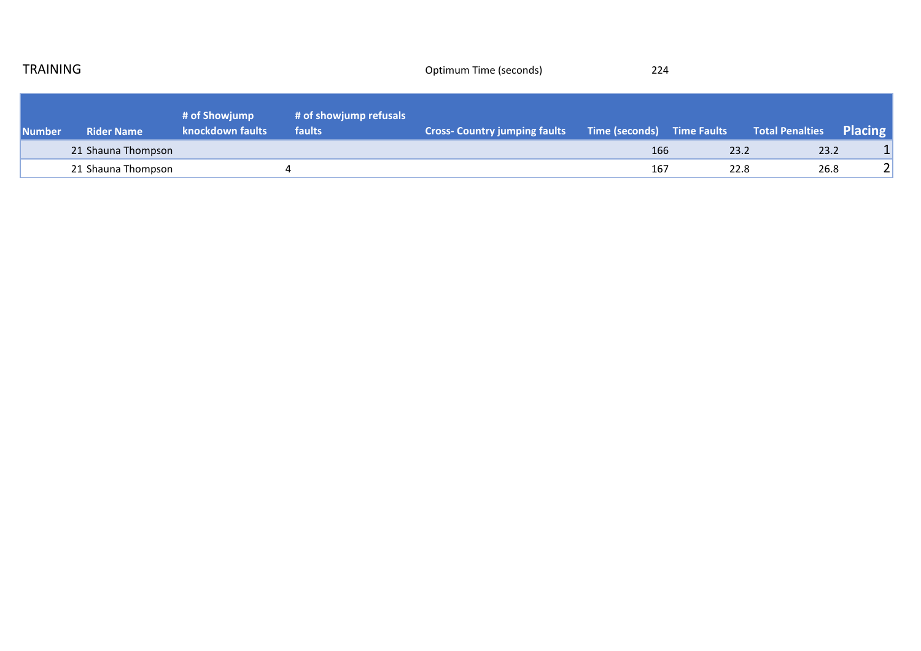TRAINING

Optimum Time (seconds) 224

| Number | Rider Name | # of Showjump knockdown faults | # of showjump refusals faults | Cross- Country jumping faults | Time (seconds) | Time Faults | Total Penalties | Placing |
|---|---|---|---|---|---|---|---|---|
| 21 | Shauna Thompson | | | | 166 | 23.2 | 23.2 | 1 |
| 21 | Shauna Thompson | 4 | | | 167 | 22.8 | 26.8 | 2 |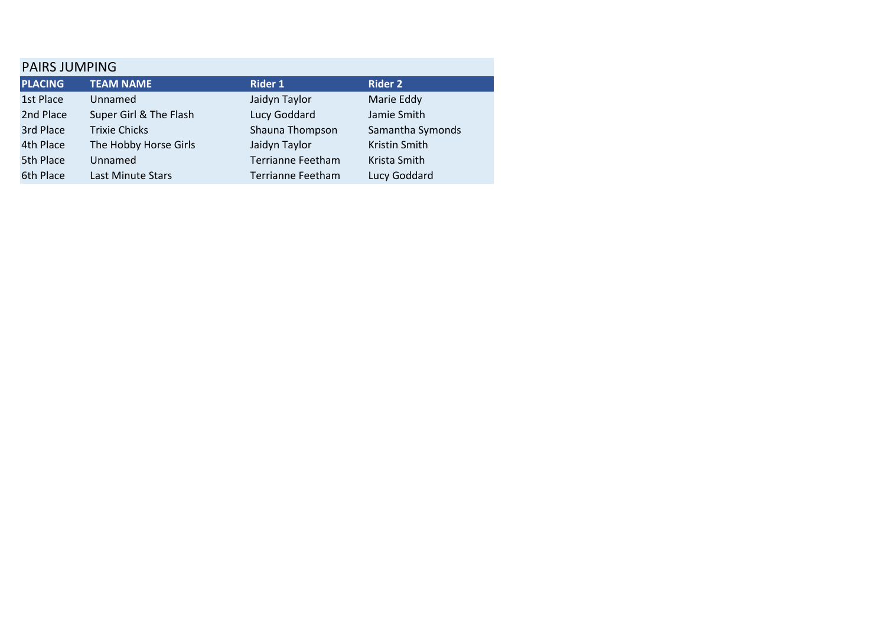## PAIRS JUMPING

| PLACING | TEAM NAME | Rider 1 | Rider 2 |
|---|---|---|---|
| 1st Place | Unnamed | Jaidyn Taylor | Marie Eddy |
| 2nd Place | Super Girl & The Flash | Lucy Goddard | Jamie Smith |
| 3rd Place | Trixie Chicks | Shauna Thompson | Samantha Symonds |
| 4th Place | The Hobby Horse Girls | Jaidyn Taylor | Kristin Smith |
| 5th Place | Unnamed | Terrianne Feetham | Krista Smith |
| 6th Place | Last Minute Stars | Terrianne Feetham | Lucy Goddard |